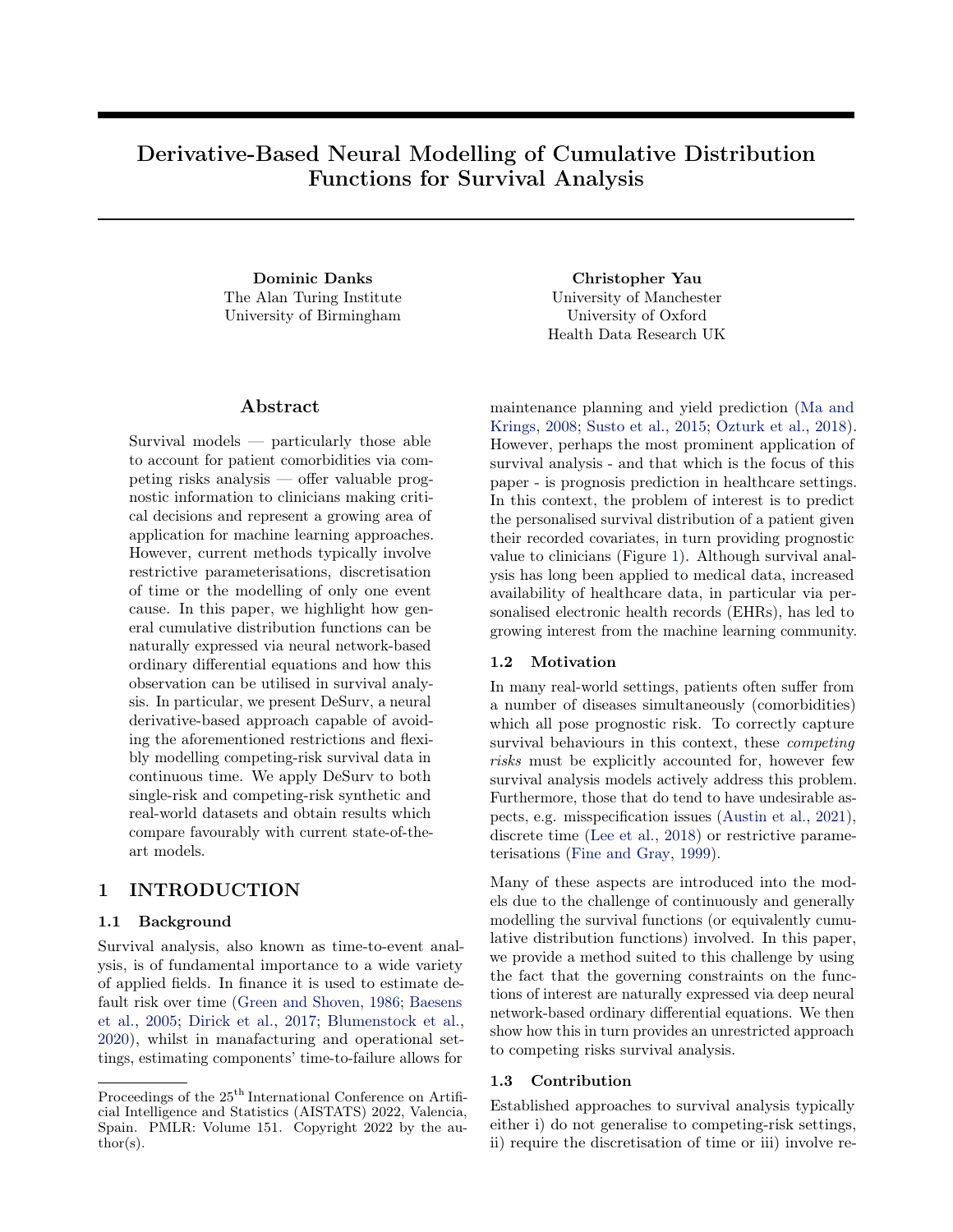# Derivative-Based Neural Modelling of Cumulative Distribution Functions for Survival Analysis

**Dominic Danks**
The Alan Turing Institute
University of Birmingham

**Christopher Yau**
University of Manchester
University of Oxford
Health Data Research UK

## Abstract

Survival models — particularly those able to account for patient comorbidities via competing risks analysis — offer valuable prognostic information to clinicians making critical decisions and represent a growing area of application for machine learning approaches. However, current methods typically involve restrictive parameterisations, discretisation of time or the modelling of only one event cause. In this paper, we highlight how general cumulative distribution functions can be naturally expressed via neural network-based ordinary differential equations and how this observation can be utilised in survival analysis. In particular, we present DeSurv, a neural derivative-based approach capable of avoiding the aforementioned restrictions and flexibly modelling competing-risk survival data in continuous time. We apply DeSurv to both single-risk and competing-risk synthetic and real-world datasets and obtain results which compare favourably with current state-of-the-art models.

## 1 INTRODUCTION

### 1.1 Background

Survival analysis, also known as time-to-event analysis, is of fundamental importance to a wide variety of applied fields. In finance it is used to estimate default risk over time (Green and Shoven, 1986; Baesens et al., 2005; Dirick et al., 2017; Blumenstock et al., 2020), whilst in manafacturing and operational settings, estimating components' time-to-failure allows for maintenance planning and yield prediction (Ma and Krings, 2008; Susto et al., 2015; Ozturk et al., 2018). However, perhaps the most prominent application of survival analysis - and that which is the focus of this paper - is prognosis prediction in healthcare settings. In this context, the problem of interest is to predict the personalised survival distribution of a patient given their recorded covariates, in turn providing prognostic value to clinicians (Figure 1). Although survival analysis has long been applied to medical data, increased availability of healthcare data, in particular via personalised electronic health records (EHRs), has led to growing interest from the machine learning community.

### 1.2 Motivation

In many real-world settings, patients often suffer from a number of diseases simultaneously (comorbidities) which all pose prognostic risk. To correctly capture survival behaviours in this context, these *competing risks* must be explicitly accounted for, however few survival analysis models actively address this problem. Furthermore, those that do tend to have undesirable aspects, e.g. misspecification issues (Austin et al., 2021), discrete time (Lee et al., 2018) or restrictive parameterisations (Fine and Gray, 1999).

Many of these aspects are introduced into the models due to the challenge of continuously and generally modelling the survival functions (or equivalently cumulative distribution functions) involved. In this paper, we provide a method suited to this challenge by using the fact that the governing constraints on the functions of interest are naturally expressed via deep neural network-based ordinary differential equations. We then show how this in turn provides an unrestricted approach to competing risks survival analysis.

### 1.3 Contribution

Established approaches to survival analysis typically either i) do not generalise to competing-risk settings, ii) require the discretisation of time or iii) involve re-

Proceedings of the 25[th] International Conference on Artificial Intelligence and Statistics (AISTATS) 2022, Valencia, Spain. PMLR: Volume 151. Copyright 2022 by the author(s).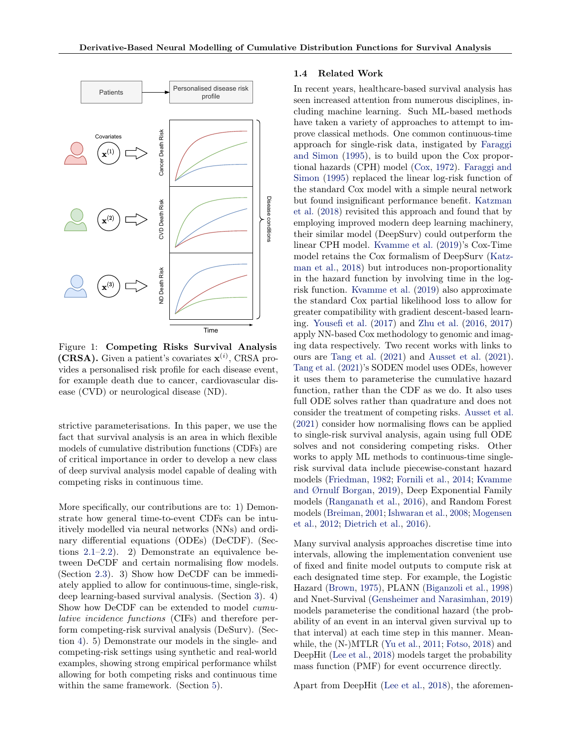Figure 1: **Competing Risks Survival Analysis (CRSA).** Given a patient's covariates $\mathbf{x}^{(i)}$, CRSA provides a personalised risk profile for each disease event, for example death due to cancer, cardiovascular disease (CVD) or neurological disease (ND).

strictive parameterisations. In this paper, we use the fact that survival analysis is an area in which flexible models of cumulative distribution functions (CDFs) are of critical importance in order to develop a new class of deep survival analysis model capable of dealing with competing risks in continuous time.

More specifically, our contributions are to: 1) Demonstrate how general time-to-event CDFs can be intuitively modelled via neural networks (NNs) and ordinary differential equations (ODEs) (DeCDF). (Sections 2.1–2.2). 2) Demonstrate an equivalence between DeCDF and certain normalising flow models. (Section 2.3). 3) Show how DeCDF can be immediately applied to allow for continuous-time, single-risk, deep learning-based survival analysis. (Section 3). 4) Show how DeCDF can be extended to model *cumulative incidence functions* (CIFs) and therefore perform competing-risk survival analysis (DeSurv). (Section 4). 5) Demonstrate our models in the single- and competing-risk settings using synthetic and real-world examples, showing strong empirical performance whilst allowing for both competing risks and continuous time within the same framework. (Section 5).

### 1.4 Related Work

In recent years, healthcare-based survival analysis has seen increased attention from numerous disciplines, including machine learning. Such ML-based methods have taken a variety of approaches to attempt to improve classical methods. One common continuous-time approach for single-risk data, instigated by Faraggi and Simon (1995), is to build upon the Cox proportional hazards (CPH) model (Cox, 1972). Faraggi and Simon (1995) replaced the linear log-risk function of the standard Cox model with a simple neural network but found insignificant performance benefit. Katzman et al. (2018) revisited this approach and found that by employing improved modern deep learning machinery, their similar model (DeepSurv) could outperform the linear CPH model. Kvamme et al. (2019)'s Cox-Time model retains the Cox formalism of DeepSurv (Katzman et al., 2018) but introduces non-proportionality in the hazard function by involving time in the log-risk function. Kvamme et al. (2019) also approximate the standard Cox partial likelihood loss to allow for greater compatibility with gradient descent-based learning. Yousefi et al. (2017) and Zhu et al. (2016, 2017) apply NN-based Cox methodology to genomic and imaging data respectively. Two recent works with links to ours are Tang et al. (2021) and Ausset et al. (2021). Tang et al. (2021)'s SODEN model uses ODEs, however it uses them to parameterise the cumulative hazard function, rather than the CDF as we do. It also uses full ODE solves rather than quadrature and does not consider the treatment of competing risks. Ausset et al. (2021) consider how normalising flows can be applied to single-risk survival analysis, again using full ODE solves and not considering competing risks. Other works to apply ML methods to continuous-time single-risk survival data include piecewise-constant hazard models (Friedman, 1982; Fornili et al., 2014; Kvamme and Ørnulf Borgan, 2019), Deep Exponential Family models (Ranganath et al., 2016), and Random Forest models (Breiman, 2001; Ishwaran et al., 2008; Mogensen et al., 2012; Dietrich et al., 2016).

Many survival analysis approaches discretise time into intervals, allowing the implementation convenient use of fixed and finite model outputs to compute risk at each designated time step. For example, the Logistic Hazard (Brown, 1975), PLANN (Biganzoli et al., 1998) and Nnet-Survival (Gensheimer and Narasimhan, 2019) models parameterise the conditional hazard (the probability of an event in an interval given survival up to that interval) at each time step in this manner. Meanwhile, the (N-)MTLR (Yu et al., 2011; Fotso, 2018) and DeepHit (Lee et al., 2018) models target the probability mass function (PMF) for event occurrence directly.

Apart from DeepHit (Lee et al., 2018), the aforemen-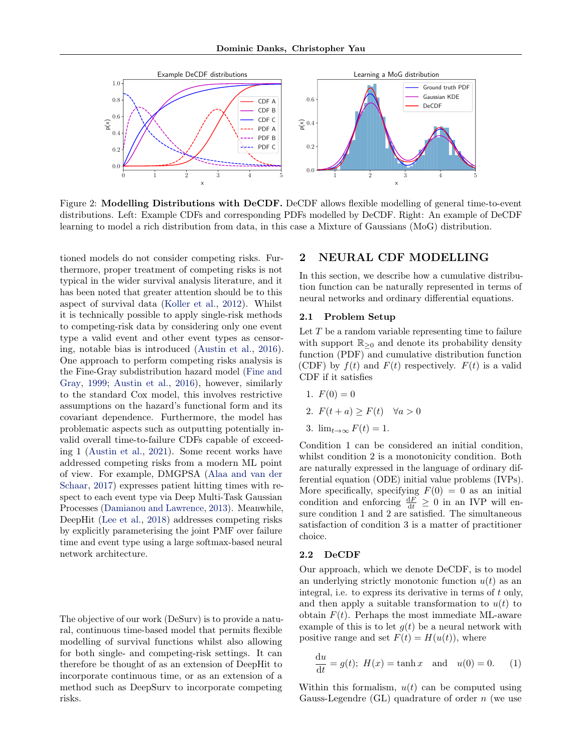Figure 2: **Modelling Distributions with DeCDF.** DeCDF allows flexible modelling of general time-to-event distributions. Left: Example CDFs and corresponding PDFs modelled by DeCDF. Right: An example of DeCDF learning to model a rich distribution from data, in this case a Mixture of Gaussians (MoG) distribution.

tioned models do not consider competing risks. Furthermore, proper treatment of competing risks is not typical in the wider survival analysis literature, and it has been noted that greater attention should be to this aspect of survival data (Koller et al., 2012). Whilst it is technically possible to apply single-risk methods to competing-risk data by considering only one event type a valid event and other event types as censoring, notable bias is introduced (Austin et al., 2016). One approach to perform competing risks analysis is the Fine-Gray subdistribution hazard model (Fine and Gray, 1999; Austin et al., 2016), however, similarly to the standard Cox model, this involves restrictive assumptions on the hazard's functional form and its covariant dependence. Furthermore, the model has problematic aspects such as outputting potentially invalid overall time-to-failure CDFs capable of exceeding 1 (Austin et al., 2021). Some recent works have addressed competing risks from a modern ML point of view. For example, DMGPSA (Alaa and van der Schaar, 2017) expresses patient hitting times with respect to each event type via Deep Multi-Task Gaussian Processes (Damianou and Lawrence, 2013). Meanwhile, DeepHit (Lee et al., 2018) addresses competing risks by explicitly parameterising the joint PMF over failure time and event type using a large softmax-based neural network architecture.

The objective of our work (DeSurv) is to provide a natural, continuous time-based model that permits flexible modelling of survival functions whilst also allowing for both single- and competing-risk settings. It can therefore be thought of as an extension of DeepHit to incorporate continuous time, or as an extension of a method such as DeepSurv to incorporate competing risks.

## 2 NEURAL CDF MODELLING

In this section, we describe how a cumulative distribution function can be naturally represented in terms of neural networks and ordinary differential equations.

### 2.1 Problem Setup

Let $T$ be a random variable representing time to failure with support $\mathbb{R}_{\geq 0}$ and denote its probability density function (PDF) and cumulative distribution function (CDF) by $f(t)$ and $F(t)$ respectively. $F(t)$ is a valid CDF if it satisfies

1. $F(0) = 0$
2. $F(t + a) \geq F(t) \quad \forall a > 0$
3. $\lim_{t\to\infty} F(t) = 1$.

Condition 1 can be considered an initial condition, whilst condition 2 is a monotonicity condition. Both are naturally expressed in the language of ordinary differential equation (ODE) initial value problems (IVPs). More specifically, specifying $F(0) = 0$ as an initial condition and enforcing $\frac{\mathrm{d}F}{\mathrm{d}t} \geq 0$ in an IVP will ensure condition 1 and 2 are satisfied. The simultaneous satisfaction of condition 3 is a matter of practitioner choice.

### 2.2 DeCDF

Our approach, which we denote DeCDF, is to model an underlying strictly monotonic function $u(t)$ as an integral, i.e. to express its derivative in terms of $t$ only, and then apply a suitable transformation to $u(t)$ to obtain $F(t)$. Perhaps the most immediate ML-aware example of this is to let $g(t)$ be a neural network with positive range and set $F(t) = H(u(t))$, where

$$\frac{\mathrm{d}u}{\mathrm{d}t} = g(t); \; H(x) = \tanh x \quad \text{and} \quad u(0) = 0. \qquad (1)$$

Within this formalism, $u(t)$ can be computed using Gauss-Legendre (GL) quadrature of order $n$ (we use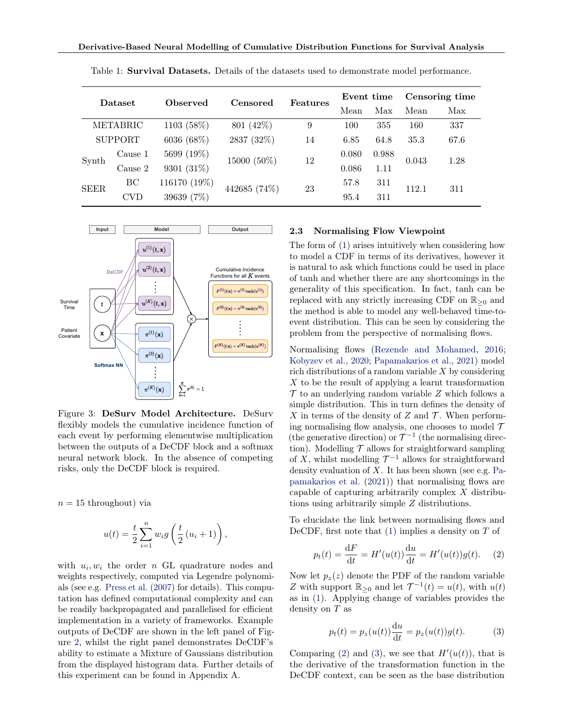Table 1: **Survival Datasets.** Details of the datasets used to demonstrate model performance.

| Dataset | | Observed | Censored | Features | Event time | | Censoring time | |
|---|---|---|---|---|---|---|---|---|
| | | | | | Mean | Max | Mean | Max |
| METABRIC | | 1103 (58%) | 801 (42%) | 9 | 100 | 355 | 160 | 337 |
| SUPPORT | | 6036 (68%) | 2837 (32%) | 14 | 6.85 | 64.8 | 35.3 | 67.6 |
| Synth | Cause 1 | 5699 (19%) | 15000 (50%) | 12 | 0.080 | 0.988 | 0.043 | 1.28 |
| | Cause 2 | 9301 (31%) | | | 0.086 | 1.11 | | |
| SEER | BC | 116170 (19%) | 442685 (74%) | 23 | 57.8 | 311 | 112.1 | 311 |
| | CVD | 39639 (7%) | | | 95.4 | 311 | | |

Figure 3: **DeSurv Model Architecture.** DeSurv flexibly models the cumulative incidence function of each event by performing elementwise multiplication between the outputs of a DeCDF block and a softmax neural network block. In the absence of competing risks, only the DeCDF block is required.

$n = 15$ throughout) via

$$u(t) = \frac{t}{2}\sum_{i=1}^{n} w_i g\left(\frac{t}{2}\left(u_i + 1\right)\right),$$

with $u_i, w_i$ the order $n$ GL quadrature nodes and weights respectively, computed via Legendre polynomials (see e.g. Press et al. (2007) for details). This computation has defined computational complexity and can be readily backpropagated and parallelised for efficient implementation in a variety of frameworks. Example outputs of DeCDF are shown in the left panel of Figure 2, whilst the right panel demonstrates DeCDF's ability to estimate a Mixture of Gaussians distribution from the displayed histogram data. Further details of this experiment can be found in Appendix A.

### 2.3 Normalising Flow Viewpoint

The form of (1) arises intuitively when considering how to model a CDF in terms of its derivatives, however it is natural to ask which functions could be used in place of tanh and whether there are any shortcomings in the generality of this specification. In fact, tanh can be replaced with any strictly increasing CDF on $\mathbb{R}_{\geq 0}$ and the method is able to model any well-behaved time-to-event distribution. This can be seen by considering the problem from the perspective of normalising flows.

Normalising flows (Rezende and Mohamed, 2016; Kobyzev et al., 2020; Papamakarios et al., 2021) model rich distributions of a random variable $X$ by considering $X$ to be the result of applying a learnt transformation $\mathcal{T}$ to an underlying random variable $Z$ which follows a simple distribution. This in turn defines the density of $X$ in terms of the density of $Z$ and $\mathcal{T}$. When performing normalising flow analysis, one chooses to model $\mathcal{T}$ (the generative direction) or $\mathcal{T}^{-1}$ (the normalising direction). Modelling $\mathcal{T}$ allows for straightforward sampling of $X$, whilst modelling $\mathcal{T}^{-1}$ allows for straightforward density evaluation of $X$. It has been shown (see e.g. Papamakarios et al. (2021)) that normalising flows are capable of capturing arbitrarily complex $X$ distributions using arbitrarily simple $Z$ distributions.

To elucidate the link between normalising flows and DeCDF, first note that (1) implies a density on $T$ of

$$p_t(t) = \frac{\mathrm{d}F}{\mathrm{d}t} = H'(u(t))\frac{\mathrm{d}u}{\mathrm{d}t} = H'(u(t))g(t). \quad (2)$$

Now let $p_z(z)$ denote the PDF of the random variable $Z$ with support $\mathbb{R}_{\geq 0}$ and let $\mathcal{T}^{-1}(t) = u(t)$, with $u(t)$ as in (1). Applying change of variables provides the density on $T$ as

$$p_t(t) = p_z(u(t))\frac{\mathrm{d}u}{\mathrm{d}t} = p_z(u(t))g(t). \quad (3)$$

Comparing (2) and (3), we see that $H'(u(t))$, that is the derivative of the transformation function in the DeCDF context, can be seen as the base distribution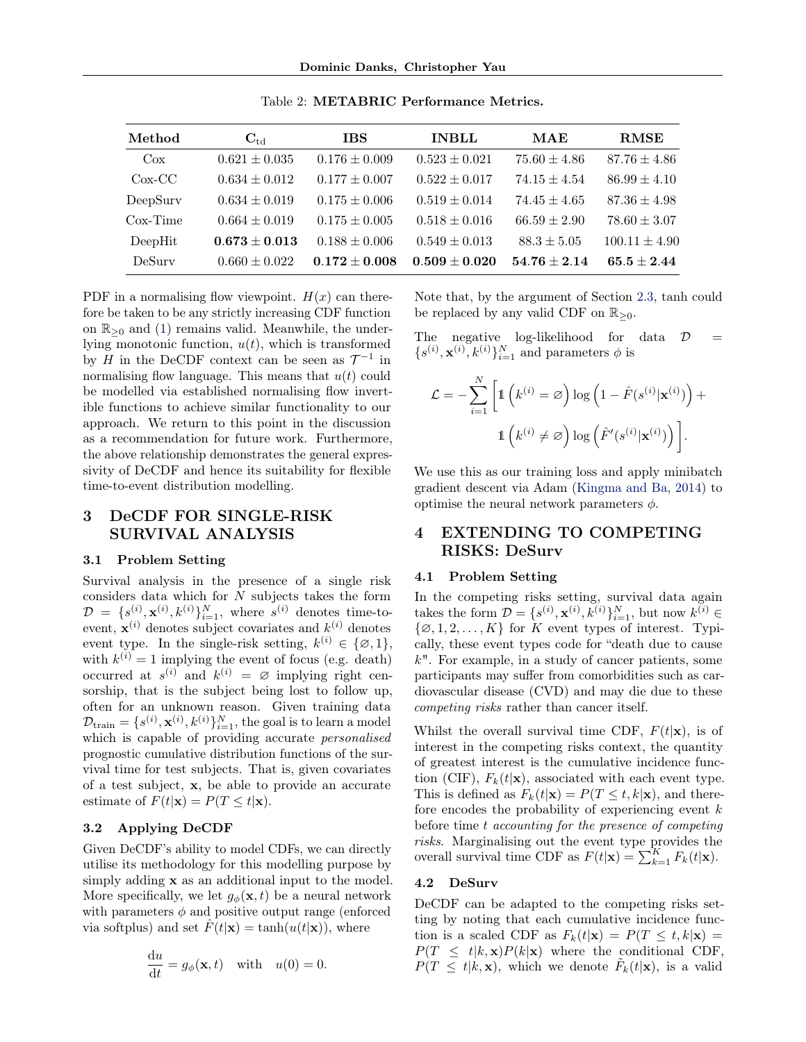Table 2: **METABRIC Performance Metrics.**

| Method | $\mathbf{C}_{\text{td}}$ | IBS | INBLL | MAE | RMSE |
|---|---|---|---|---|---|
| Cox | $0.621 \pm 0.035$ | $0.176 \pm 0.009$ | $0.523 \pm 0.021$ | $75.60 \pm 4.86$ | $87.76 \pm 4.86$ |
| Cox-CC | $0.634 \pm 0.012$ | $0.177 \pm 0.007$ | $0.522 \pm 0.017$ | $74.15 \pm 4.54$ | $86.99 \pm 4.10$ |
| DeepSurv | $0.634 \pm 0.019$ | $0.175 \pm 0.006$ | $0.519 \pm 0.014$ | $74.45 \pm 4.65$ | $87.36 \pm 4.98$ |
| Cox-Time | $0.664 \pm 0.019$ | $0.175 \pm 0.005$ | $0.518 \pm 0.016$ | $66.59 \pm 2.90$ | $78.60 \pm 3.07$ |
| DeepHit | $\mathbf{0.673 \pm 0.013}$ | $0.188 \pm 0.006$ | $0.549 \pm 0.013$ | $88.3 \pm 5.05$ | $100.11 \pm 4.90$ |
| DeSurv | $0.660 \pm 0.022$ | $\mathbf{0.172 \pm 0.008}$ | $\mathbf{0.509 \pm 0.020}$ | $\mathbf{54.76 \pm 2.14}$ | $\mathbf{65.5 \pm 2.44}$ |

PDF in a normalising flow viewpoint. $H(x)$ can therefore be taken to be any strictly increasing CDF function on $\mathbb{R}_{\geq 0}$ and (1) remains valid. Meanwhile, the underlying monotonic function, $u(t)$, which is transformed by $H$ in the DeCDF context can be seen as $\mathcal{T}^{-1}$ in normalising flow language. This means that $u(t)$ could be modelled via established normalising flow invertible functions to achieve similar functionality to our approach. We return to this point in the discussion as a recommendation for future work. Furthermore, the above relationship demonstrates the general expressivity of DeCDF and hence its suitability for flexible time-to-event distribution modelling.

# 3 DeCDF FOR SINGLE-RISK SURVIVAL ANALYSIS

## 3.1 Problem Setting

Survival analysis in the presence of a single risk considers data which for $N$ subjects takes the form $\mathcal{D} = \{s^{(i)}, \mathbf{x}^{(i)}, k^{(i)}\}_{i=1}^{N}$, where $s^{(i)}$ denotes time-to-event, $\mathbf{x}^{(i)}$ denotes subject covariates and $k^{(i)}$ denotes event type. In the single-risk setting, $k^{(i)} \in \{\varnothing, 1\}$, with $k^{(i)} = 1$ implying the event of focus (e.g. death) occurred at $s^{(i)}$ and $k^{(i)} = \varnothing$ implying right censorship, that is the subject being lost to follow up, often for an unknown reason. Given training data $\mathcal{D}_{\text{train}} = \{s^{(i)}, \mathbf{x}^{(i)}, k^{(i)}\}_{i=1}^{N}$, the goal is to learn a model which is capable of providing accurate *personalised* prognostic cumulative distribution functions of the survival time for test subjects. That is, given covariates of a test subject, $\mathbf{x}$, be able to provide an accurate estimate of $F(t|\mathbf{x}) = P(T \leq t|\mathbf{x})$.

## 3.2 Applying DeCDF

Given DeCDF's ability to model CDFs, we can directly utilise its methodology for this modelling purpose by simply adding $\mathbf{x}$ as an additional input to the model. More specifically, we let $g_\phi(\mathbf{x}, t)$ be a neural network with parameters $\phi$ and positive output range (enforced via softplus) and set $\hat{F}(t|\mathbf{x}) = \tanh(u(t|\mathbf{x}))$, where

$$\frac{\mathrm{d}u}{\mathrm{d}t} = g_\phi(\mathbf{x}, t) \quad \text{with} \quad u(0) = 0.$$

Note that, by the argument of Section 2.3, tanh could be replaced by any valid CDF on $\mathbb{R}_{\geq 0}$.

The negative log-likelihood for data $\mathcal{D} = \{s^{(i)}, \mathbf{x}^{(i)}, k^{(i)}\}_{i=1}^{N}$ and parameters $\phi$ is

$$\mathcal{L} = -\sum_{i=1}^{N} \Big[ \mathbb{1}\left(k^{(i)} = \varnothing\right) \log\left(1 - \hat{F}(s^{(i)}|\mathbf{x}^{(i)})\right) + \mathbb{1}\left(k^{(i)} \neq \varnothing\right) \log\left(\hat{F}'(s^{(i)}|\mathbf{x}^{(i)})\right) \Big].$$

We use this as our training loss and apply minibatch gradient descent via Adam (Kingma and Ba, 2014) to optimise the neural network parameters $\phi$.

# 4 EXTENDING TO COMPETING RISKS: DeSurv

## 4.1 Problem Setting

In the competing risks setting, survival data again takes the form $\mathcal{D} = \{s^{(i)}, \mathbf{x}^{(i)}, k^{(i)}\}_{i=1}^{N}$, but now $k^{(i)} \in \{\varnothing, 1, 2, \ldots, K\}$ for $K$ event types of interest. Typically, these event types code for "death due to cause $k$". For example, in a study of cancer patients, some participants may suffer from comorbidities such as cardiovascular disease (CVD) and may die due to these *competing risks* rather than cancer itself.

Whilst the overall survival time CDF, $F(t|\mathbf{x})$, is of interest in the competing risks context, the quantity of greatest interest is the cumulative incidence function (CIF), $F_k(t|\mathbf{x})$, associated with each event type. This is defined as $F_k(t|\mathbf{x}) = P(T \leq t, k|\mathbf{x})$, and therefore encodes the probability of experiencing event $k$ before time $t$ *accounting for the presence of competing risks*. Marginalising out the event type provides the overall survival time CDF as $F(t|\mathbf{x}) = \sum_{k=1}^{K} F_k(t|\mathbf{x})$.

## 4.2 DeSurv

DeCDF can be adapted to the competing risks setting by noting that each cumulative incidence function is a scaled CDF as $F_k(t|\mathbf{x}) = P(T \leq t, k|\mathbf{x}) = P(T \leq t|k, \mathbf{x})P(k|\mathbf{x})$ where the conditional CDF, $P(T \leq t|k, \mathbf{x})$, which we denote $\tilde{F}_k(t|\mathbf{x})$, is a valid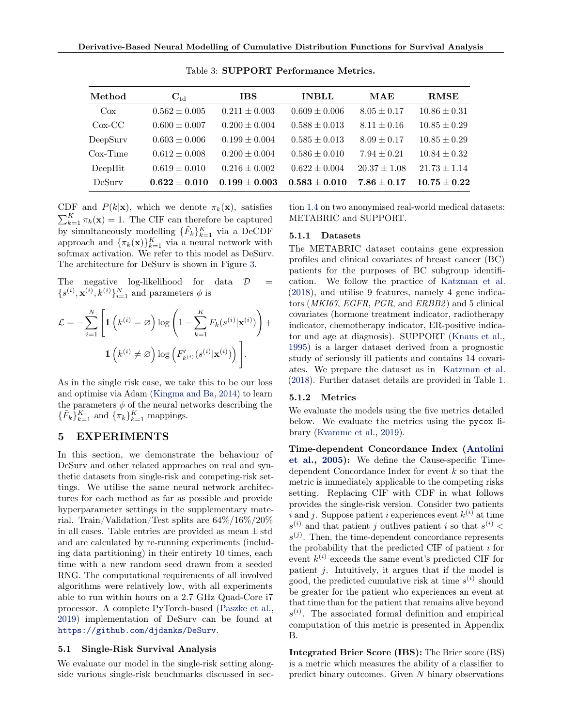Table 3: **SUPPORT Performance Metrics.**

| Method | $\mathbf{C}_{\text{td}}$ | IBS | INBLL | MAE | RMSE |
|---|---|---|---|---|---|
| Cox | $0.562 \pm 0.005$ | $0.211 \pm 0.003$ | $0.609 \pm 0.006$ | $8.05 \pm 0.17$ | $10.86 \pm 0.31$ |
| Cox-CC | $0.600 \pm 0.007$ | $0.200 \pm 0.004$ | $0.588 \pm 0.013$ | $8.11 \pm 0.16$ | $10.85 \pm 0.29$ |
| DeepSurv | $0.603 \pm 0.006$ | $0.199 \pm 0.004$ | $0.585 \pm 0.013$ | $8.09 \pm 0.17$ | $10.85 \pm 0.29$ |
| Cox-Time | $0.612 \pm 0.008$ | $0.200 \pm 0.004$ | $0.586 \pm 0.010$ | $7.94 \pm 0.21$ | $10.84 \pm 0.32$ |
| DeepHit | $0.619 \pm 0.010$ | $0.216 \pm 0.002$ | $0.622 \pm 0.004$ | $20.37 \pm 1.08$ | $21.73 \pm 1.14$ |
| DeSurv | $\mathbf{0.622 \pm 0.010}$ | $\mathbf{0.199 \pm 0.003}$ | $\mathbf{0.583 \pm 0.010}$ | $\mathbf{7.86 \pm 0.17}$ | $\mathbf{10.75 \pm 0.22}$ |

CDF and $P(k|\mathbf{x})$, which we denote $\pi_k(\mathbf{x})$, satisfies $\sum_{k=1}^{K} \pi_k(\mathbf{x}) = 1$. The CIF can therefore be captured by simultaneously modelling $\{\tilde{F}_k\}_{k=1}^{K}$ via a DeCDF approach and $\{\pi_k(\mathbf{x})\}_{k=1}^{K}$ via a neural network with softmax activation. We refer to this model as DeSurv. The architecture for DeSurv is shown in Figure 3.

The negative log-likelihood for data $\mathcal{D} = \{s^{(i)}, \mathbf{x}^{(i)}, k^{(i)}\}_{i=1}^{N}$ and parameters $\phi$ is

$$
\mathcal{L} = -\sum_{i=1}^{N} \Bigg[ \mathbb{1}\left(k^{(i)} = \varnothing\right) \log\left(1 - \sum_{k=1}^{K} F_k(s^{(i)}|\mathbf{x}^{(i)})\right) + \mathbb{1}\left(k^{(i)} \neq \varnothing\right) \log\left(F'_{k^{(i)}}(s^{(i)}|\mathbf{x}^{(i)})\right) \Bigg].
$$

As in the single risk case, we take this to be our loss and optimise via Adam (Kingma and Ba, 2014) to learn the parameters $\phi$ of the neural networks describing the $\{\tilde{F}_k\}_{k=1}^{K}$ and $\{\pi_k\}_{k=1}^{K}$ mappings.

# 5 EXPERIMENTS

In this section, we demonstrate the behaviour of DeSurv and other related approaches on real and synthetic datasets from single-risk and competing-risk settings. We utilise the same neural network architectures for each method as far as possible and provide hyperparameter settings in the supplementary material. Train/Validation/Test splits are 64%/16%/20% in all cases. Table entries are provided as mean $\pm$ std and are calculated by re-running experiments (including data partitioning) in their entirety 10 times, each time with a new random seed drawn from a seeded RNG. The computational requirements of all involved algorithms were relatively low, with all experiments able to run within hours on a 2.7 GHz Quad-Core i7 processor. A complete PyTorch-based (Paszke et al., 2019) implementation of DeSurv can be found at https://github.com/djdanks/DeSurv.

## 5.1 Single-Risk Survival Analysis

We evaluate our model in the single-risk setting alongside various single-risk benchmarks discussed in section 1.4 on two anonymised real-world medical datasets: METABRIC and SUPPORT.

### 5.1.1 Datasets

The METABRIC dataset contains gene expression profiles and clinical covariates of breast cancer (BC) patients for the purposes of BC subgroup identification. We follow the practice of Katzman et al. (2018), and utilise 9 features, namely 4 gene indicators (*MKI67*, *EGFR*, *PGR*, and *ERBB2*) and 5 clinical covariates (hormone treatment indicator, radiotherapy indicator, chemotherapy indicator, ER-positive indicator and age at diagnosis). SUPPORT (Knaus et al., 1995) is a larger dataset derived from a prognostic study of seriously ill patients and contains 14 covariates. We prepare the dataset as in Katzman et al. (2018). Further dataset details are provided in Table 1.

### 5.1.2 Metrics

We evaluate the models using the five metrics detailed below. We evaluate the metrics using the `pycox` library (Kvamme et al., 2019).

**Time-dependent Concordance Index (Antolini et al., 2005):** We define the Cause-specific Time-dependent Concordance Index for event $k$ so that the metric is immediately applicable to the competing risks setting. Replacing CIF with CDF in what follows provides the single-risk version. Consider two patients $i$ and $j$. Suppose patient $i$ experiences event $k^{(i)}$ at time $s^{(i)}$ and that patient $j$ outlives patient $i$ so that $s^{(i)} < s^{(j)}$. Then, the time-dependent concordance represents the probability that the predicted CIF of patient $i$ for event $k^{(i)}$ exceeds the same event's predicted CIF for patient $j$. Intuitively, it argues that if the model is good, the predicted cumulative risk at time $s^{(i)}$ should be greater for the patient who experiences an event at that time than for the patient that remains alive beyond $s^{(i)}$. The associated formal definition and empirical computation of this metric is presented in Appendix B.

**Integrated Brier Score (IBS):** The Brier score (BS) is a metric which measures the ability of a classifier to predict binary outcomes. Given $N$ binary observations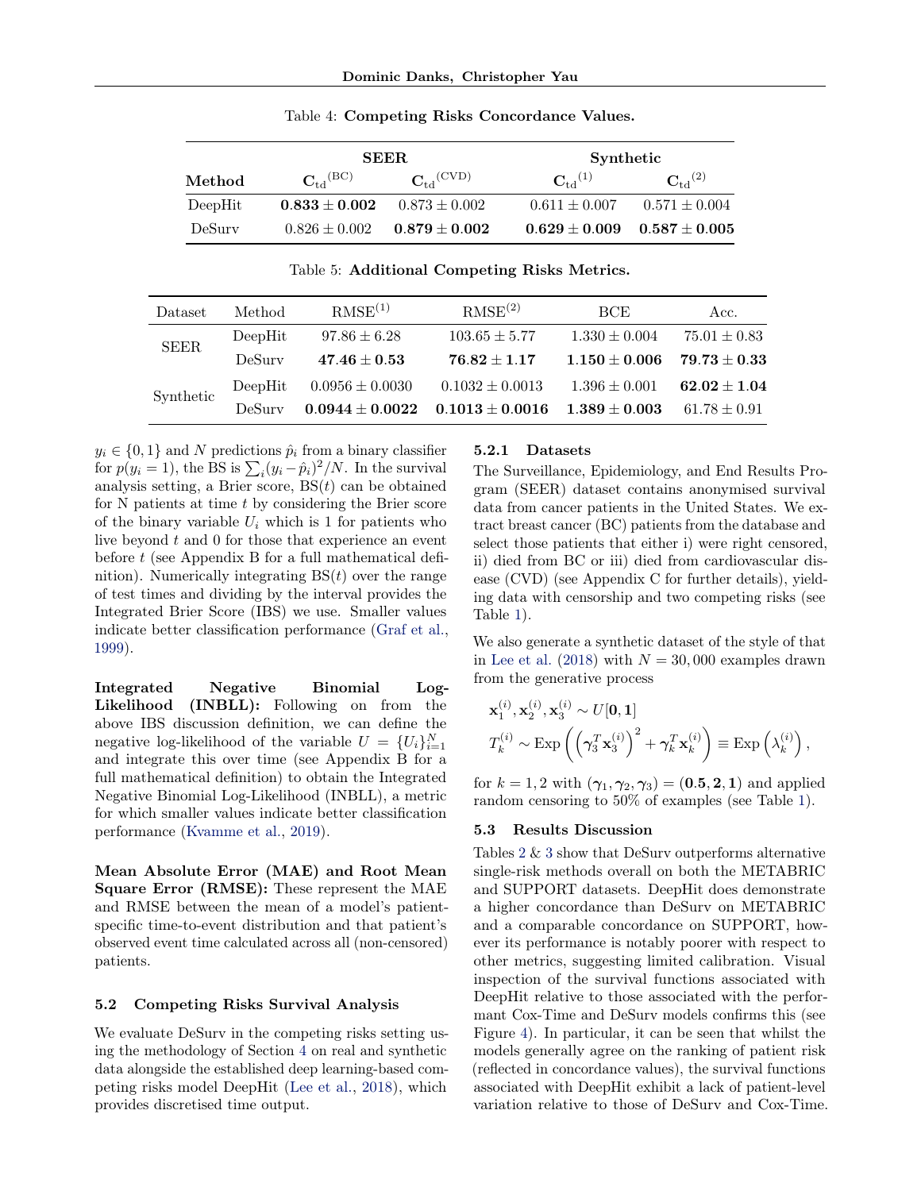Table 4: **Competing Risks Concordance Values.**

| Method | SEER $\mathbf{C}_{\text{td}}^{(\text{BC})}$ | SEER $\mathbf{C}_{\text{td}}^{(\text{CVD})}$ | Synthetic $\mathbf{C}_{\text{td}}^{(1)}$ | Synthetic $\mathbf{C}_{\text{td}}^{(2)}$ |
|---|---|---|---|---|
| DeepHit | $\mathbf{0.833 \pm 0.002}$ | $0.873 \pm 0.002$ | $0.611 \pm 0.007$ | $0.571 \pm 0.004$ |
| DeSurv | $0.826 \pm 0.002$ | $\mathbf{0.879 \pm 0.002}$ | $\mathbf{0.629 \pm 0.009}$ | $\mathbf{0.587 \pm 0.005}$ |

Table 5: **Additional Competing Risks Metrics.**

| Dataset | Method | RMSE$^{(1)}$ | RMSE$^{(2)}$ | BCE | Acc. |
|---|---|---|---|---|---|
| SEER | DeepHit | $97.86 \pm 6.28$ | $103.65 \pm 5.77$ | $1.330 \pm 0.004$ | $75.01 \pm 0.83$ |
| | DeSurv | $\mathbf{47.46 \pm 0.53}$ | $\mathbf{76.82 \pm 1.17}$ | $\mathbf{1.150 \pm 0.006}$ | $\mathbf{79.73 \pm 0.33}$ |
| Synthetic | DeepHit | $0.0956 \pm 0.0030$ | $0.1032 \pm 0.0013$ | $1.396 \pm 0.001$ | $\mathbf{62.02 \pm 1.04}$ |
| | DeSurv | $\mathbf{0.0944 \pm 0.0022}$ | $\mathbf{0.1013 \pm 0.0016}$ | $\mathbf{1.389 \pm 0.003}$ | $61.78 \pm 0.91$ |

$y_i \in \{0, 1\}$ and $N$ predictions $\hat{p}_i$ from a binary classifier for $p(y_i = 1)$, the BS is $\sum_i (y_i - \hat{p}_i)^2/N$. In the survival analysis setting, a Brier score, BS($t$) can be obtained for N patients at time $t$ by considering the Brier score of the binary variable $U_i$ which is 1 for patients who live beyond $t$ and 0 for those that experience an event before $t$ (see Appendix B for a full mathematical definition). Numerically integrating BS($t$) over the range of test times and dividing by the interval provides the Integrated Brier Score (IBS) we use. Smaller values indicate better classification performance (Graf et al., 1999).

**Integrated Negative Binomial Log-Likelihood (INBLL):** Following on from the above IBS discussion definition, we can define the negative log-likelihood of the variable $U = \{U_i\}_{i=1}^N$ and integrate this over time (see Appendix B for a full mathematical definition) to obtain the Integrated Negative Binomial Log-Likelihood (INBLL), a metric for which smaller values indicate better classification performance (Kvamme et al., 2019).

**Mean Absolute Error (MAE) and Root Mean Square Error (RMSE):** These represent the MAE and RMSE between the mean of a model's patient-specific time-to-event distribution and that patient's observed event time calculated across all (non-censored) patients.

## 5.2 Competing Risks Survival Analysis

We evaluate DeSurv in the competing risks setting using the methodology of Section 4 on real and synthetic data alongside the established deep learning-based competing risks model DeepHit (Lee et al., 2018), which provides discretised time output.

### 5.2.1 Datasets

The Surveillance, Epidemiology, and End Results Program (SEER) dataset contains anonymised survival data from cancer patients in the United States. We extract breast cancer (BC) patients from the database and select those patients that either i) were right censored, ii) died from BC or iii) died from cardiovascular disease (CVD) (see Appendix C for further details), yielding data with censorship and two competing risks (see Table 1).

We also generate a synthetic dataset of the style of that in Lee et al. (2018) with $N = 30,000$ examples drawn from the generative process

$$\mathbf{x}_1^{(i)}, \mathbf{x}_2^{(i)}, \mathbf{x}_3^{(i)} \sim U[\mathbf{0}, \mathbf{1}]$$
$$T_k^{(i)} \sim \text{Exp}\left( \left( \boldsymbol{\gamma}_3^T \mathbf{x}_3^{(i)} \right)^2 + \boldsymbol{\gamma}_k^T \mathbf{x}_k^{(i)} \right) \equiv \text{Exp}\left( \lambda_k^{(i)} \right),$$

for $k = 1, 2$ with $(\boldsymbol{\gamma}_1, \boldsymbol{\gamma}_2, \boldsymbol{\gamma}_3) = (\mathbf{0.5}, \mathbf{2}, \mathbf{1})$ and applied random censoring to 50% of examples (see Table 1).

## 5.3 Results Discussion

Tables 2 & 3 show that DeSurv outperforms alternative single-risk methods overall on both the METABRIC and SUPPORT datasets. DeepHit does demonstrate a higher concordance than DeSurv on METABRIC and a comparable concordance on SUPPORT, however its performance is notably poorer with respect to other metrics, suggesting limited calibration. Visual inspection of the survival functions associated with DeepHit relative to those associated with the performant Cox-Time and DeSurv models confirms this (see Figure 4). In particular, it can be seen that whilst the models generally agree on the ranking of patient risk (reflected in concordance values), the survival functions associated with DeepHit exhibit a lack of patient-level variation relative to those of DeSurv and Cox-Time.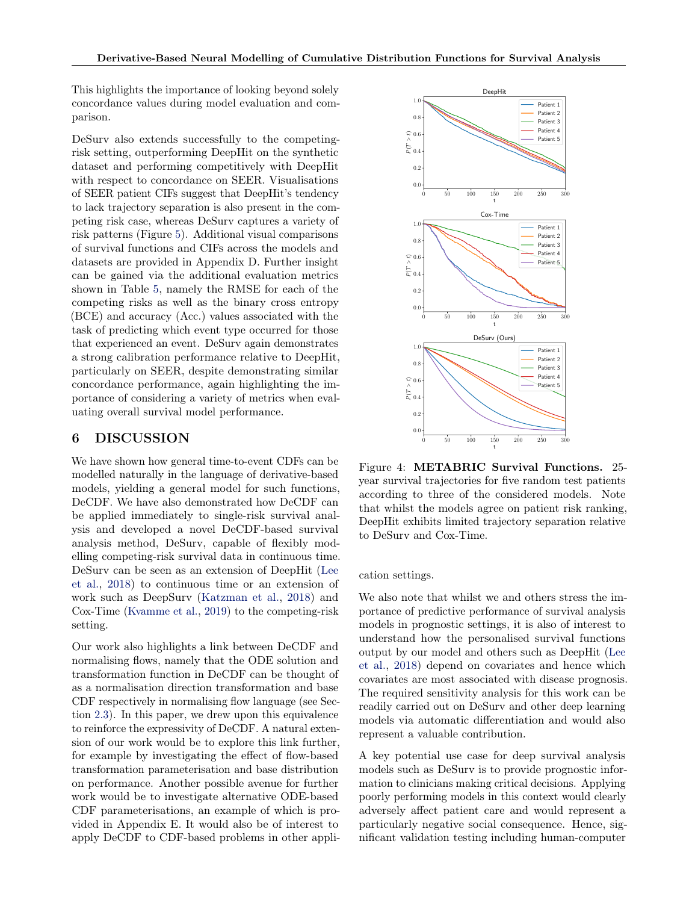This highlights the importance of looking beyond solely concordance values during model evaluation and comparison.

DeSurv also extends successfully to the competing-risk setting, outperforming DeepHit on the synthetic dataset and performing competitively with DeepHit with respect to concordance on SEER. Visualisations of SEER patient CIFs suggest that DeepHit's tendency to lack trajectory separation is also present in the competing risk case, whereas DeSurv captures a variety of risk patterns (Figure 5). Additional visual comparisons of survival functions and CIFs across the models and datasets are provided in Appendix D. Further insight can be gained via the additional evaluation metrics shown in Table 5, namely the RMSE for each of the competing risks as well as the binary cross entropy (BCE) and accuracy (Acc.) values associated with the task of predicting which event type occurred for those that experienced an event. DeSurv again demonstrates a strong calibration performance relative to DeepHit, particularly on SEER, despite demonstrating similar concordance performance, again highlighting the importance of considering a variety of metrics when evaluating overall survival model performance.

## 6 DISCUSSION

We have shown how general time-to-event CDFs can be modelled naturally in the language of derivative-based models, yielding a general model for such functions, DeCDF. We have also demonstrated how DeCDF can be applied immediately to single-risk survival analysis and developed a novel DeCDF-based survival analysis method, DeSurv, capable of flexibly modelling competing-risk survival data in continuous time. DeSurv can be seen as an extension of DeepHit (Lee et al., 2018) to continuous time or an extension of work such as DeepSurv (Katzman et al., 2018) and Cox-Time (Kvamme et al., 2019) to the competing-risk setting.

Our work also highlights a link between DeCDF and normalising flows, namely that the ODE solution and transformation function in DeCDF can be thought of as a normalisation direction transformation and base CDF respectively in normalising flow language (see Section 2.3). In this paper, we drew upon this equivalence to reinforce the expressivity of DeCDF. A natural extension of our work would be to explore this link further, for example by investigating the effect of flow-based transformation parameterisation and base distribution on performance. Another possible avenue for further work would be to investigate alternative ODE-based CDF parameterisations, an example of which is provided in Appendix E. It would also be of interest to apply DeCDF to CDF-based problems in other application settings.

Figure 4: **METABRIC Survival Functions.** 25-year survival trajectories for five random test patients according to three of the considered models. Note that whilst the models agree on patient risk ranking, DeepHit exhibits limited trajectory separation relative to DeSurv and Cox-Time.

We also note that whilst we and others stress the importance of predictive performance of survival analysis models in prognostic settings, it is also of interest to understand how the personalised survival functions output by our model and others such as DeepHit (Lee et al., 2018) depend on covariates and hence which covariates are most associated with disease prognosis. The required sensitivity analysis for this work can be readily carried out on DeSurv and other deep learning models via automatic differentiation and would also represent a valuable contribution.

A key potential use case for deep survival analysis models such as DeSurv is to provide prognostic information to clinicians making critical decisions. Applying poorly performing models in this context would clearly adversely affect patient care and would represent a particularly negative social consequence. Hence, significant validation testing including human-computer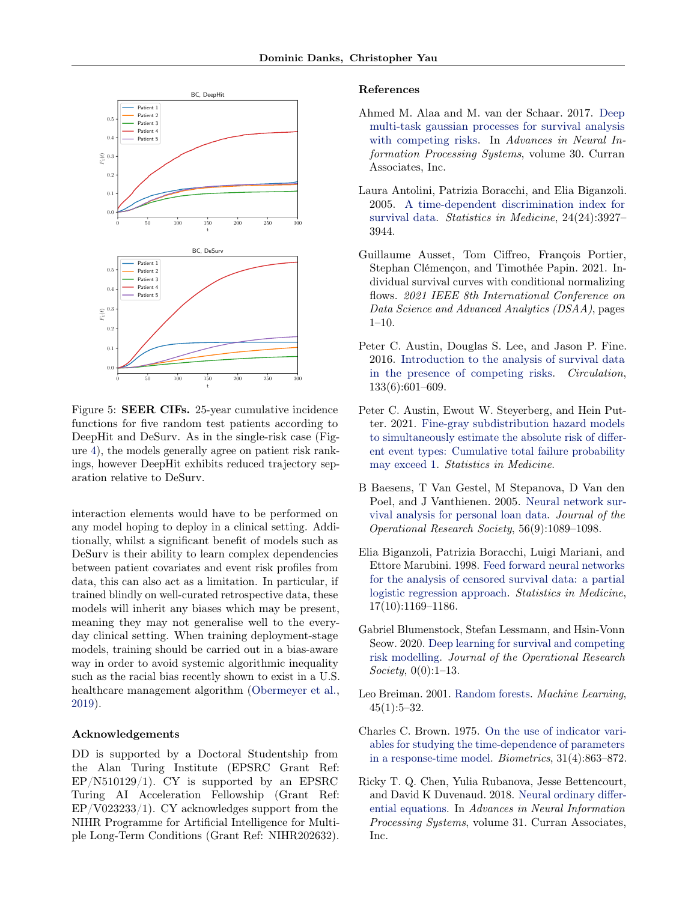Figure 5: **SEER CIFs.** 25-year cumulative incidence functions for five random test patients according to DeepHit and DeSurv. As in the single-risk case (Figure 4), the models generally agree on patient risk rankings, however DeepHit exhibits reduced trajectory separation relative to DeSurv.

interaction elements would have to be performed on any model hoping to deploy in a clinical setting. Additionally, whilst a significant benefit of models such as DeSurv is their ability to learn complex dependencies between patient covariates and event risk profiles from data, this can also act as a limitation. In particular, if trained blindly on well-curated retrospective data, these models will inherit any biases which may be present, meaning they may not generalise well to the everyday clinical setting. When training deployment-stage models, training should be carried out in a bias-aware way in order to avoid systemic algorithmic inequality such as the racial bias recently shown to exist in a U.S. healthcare management algorithm (Obermeyer et al., 2019).

## Acknowledgements

DD is supported by a Doctoral Studentship from the Alan Turing Institute (EPSRC Grant Ref: EP/N510129/1). CY is supported by an EPSRC Turing AI Acceleration Fellowship (Grant Ref: EP/V023233/1). CY acknowledges support from the NIHR Programme for Artificial Intelligence for Multiple Long-Term Conditions (Grant Ref: NIHR202632).

## References

Ahmed M. Alaa and M. van der Schaar. 2017. Deep multi-task gaussian processes for survival analysis with competing risks. In *Advances in Neural Information Processing Systems*, volume 30. Curran Associates, Inc.

Laura Antolini, Patrizia Boracchi, and Elia Biganzoli. 2005. A time-dependent discrimination index for survival data. *Statistics in Medicine*, 24(24):3927–3944.

Guillaume Ausset, Tom Ciffreo, François Portier, Stephan Clémençon, and Timothée Papin. 2021. Individual survival curves with conditional normalizing flows. *2021 IEEE 8th International Conference on Data Science and Advanced Analytics (DSAA)*, pages 1–10.

Peter C. Austin, Douglas S. Lee, and Jason P. Fine. 2016. Introduction to the analysis of survival data in the presence of competing risks. *Circulation*, 133(6):601–609.

Peter C. Austin, Ewout W. Steyerberg, and Hein Putter. 2021. Fine-gray subdistribution hazard models to simultaneously estimate the absolute risk of different event types: Cumulative total failure probability may exceed 1. *Statistics in Medicine*.

B Baesens, T Van Gestel, M Stepanova, D Van den Poel, and J Vanthienen. 2005. Neural network survival analysis for personal loan data. *Journal of the Operational Research Society*, 56(9):1089–1098.

Elia Biganzoli, Patrizia Boracchi, Luigi Mariani, and Ettore Marubini. 1998. Feed forward neural networks for the analysis of censored survival data: a partial logistic regression approach. *Statistics in Medicine*, 17(10):1169–1186.

Gabriel Blumenstock, Stefan Lessmann, and Hsin-Vonn Seow. 2020. Deep learning for survival and competing risk modelling. *Journal of the Operational Research Society*, 0(0):1–13.

Leo Breiman. 2001. Random forests. *Machine Learning*, 45(1):5–32.

Charles C. Brown. 1975. On the use of indicator variables for studying the time-dependence of parameters in a response-time model. *Biometrics*, 31(4):863–872.

Ricky T. Q. Chen, Yulia Rubanova, Jesse Bettencourt, and David K Duvenaud. 2018. Neural ordinary differential equations. In *Advances in Neural Information Processing Systems*, volume 31. Curran Associates, Inc.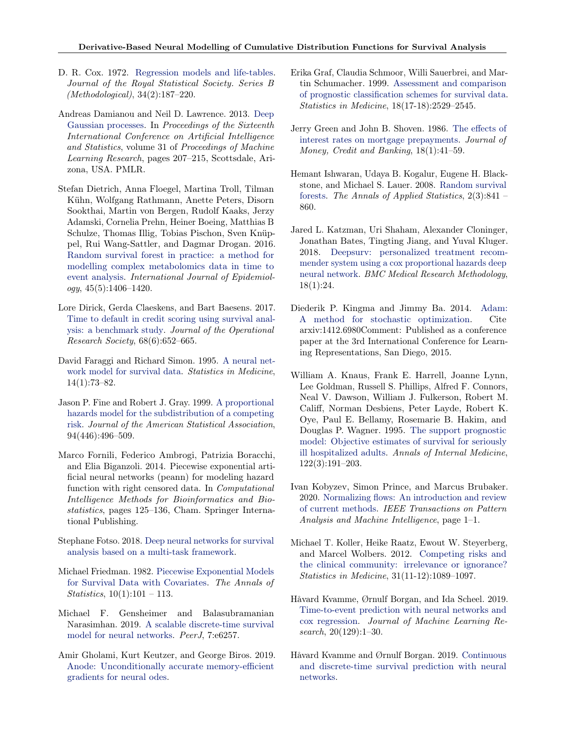D. R. Cox. 1972. Regression models and life-tables. *Journal of the Royal Statistical Society. Series B (Methodological)*, 34(2):187–220.

Andreas Damianou and Neil D. Lawrence. 2013. Deep Gaussian processes. In *Proceedings of the Sixteenth International Conference on Artificial Intelligence and Statistics*, volume 31 of *Proceedings of Machine Learning Research*, pages 207–215, Scottsdale, Arizona, USA. PMLR.

Stefan Dietrich, Anna Floegel, Martina Troll, Tilman Kühn, Wolfgang Rathmann, Anette Peters, Disorn Sookthai, Martin von Bergen, Rudolf Kaaks, Jerzy Adamski, Cornelia Prehn, Heiner Boeing, Matthias B Schulze, Thomas Illig, Tobias Pischon, Sven Knüppel, Rui Wang-Sattler, and Dagmar Drogan. 2016. Random survival forest in practice: a method for modelling complex metabolomics data in time to event analysis. *International Journal of Epidemiology*, 45(5):1406–1420.

Lore Dirick, Gerda Claeskens, and Bart Baesens. 2017. Time to default in credit scoring using survival analysis: a benchmark study. *Journal of the Operational Research Society*, 68(6):652–665.

David Faraggi and Richard Simon. 1995. A neural network model for survival data. *Statistics in Medicine*, 14(1):73–82.

Jason P. Fine and Robert J. Gray. 1999. A proportional hazards model for the subdistribution of a competing risk. *Journal of the American Statistical Association*, 94(446):496–509.

Marco Fornili, Federico Ambrogi, Patrizia Boracchi, and Elia Biganzoli. 2014. Piecewise exponential artificial neural networks (peann) for modeling hazard function with right censored data. In *Computational Intelligence Methods for Bioinformatics and Biostatistics*, pages 125–136, Cham. Springer International Publishing.

Stephane Fotso. 2018. Deep neural networks for survival analysis based on a multi-task framework.

Michael Friedman. 1982. Piecewise Exponential Models for Survival Data with Covariates. *The Annals of Statistics*, 10(1):101 – 113.

Michael F. Gensheimer and Balasubramanian Narasimhan. 2019. A scalable discrete-time survival model for neural networks. *PeerJ*, 7:e6257.

Amir Gholami, Kurt Keutzer, and George Biros. 2019. Anode: Unconditionally accurate memory-efficient gradients for neural odes.

Erika Graf, Claudia Schmoor, Willi Sauerbrei, and Martin Schumacher. 1999. Assessment and comparison of prognostic classification schemes for survival data. *Statistics in Medicine*, 18(17-18):2529–2545.

Jerry Green and John B. Shoven. 1986. The effects of interest rates on mortgage prepayments. *Journal of Money, Credit and Banking*, 18(1):41–59.

Hemant Ishwaran, Udaya B. Kogalur, Eugene H. Blackstone, and Michael S. Lauer. 2008. Random survival forests. *The Annals of Applied Statistics*, 2(3):841 – 860.

Jared L. Katzman, Uri Shaham, Alexander Cloninger, Jonathan Bates, Tingting Jiang, and Yuval Kluger. 2018. Deepsurv: personalized treatment recommender system using a cox proportional hazards deep neural network. *BMC Medical Research Methodology*, 18(1):24.

Diederik P. Kingma and Jimmy Ba. 2014. Adam: A method for stochastic optimization. Cite arxiv:1412.6980Comment: Published as a conference paper at the 3rd International Conference for Learning Representations, San Diego, 2015.

William A. Knaus, Frank E. Harrell, Joanne Lynn, Lee Goldman, Russell S. Phillips, Alfred F. Connors, Neal V. Dawson, William J. Fulkerson, Robert M. Califf, Norman Desbiens, Peter Layde, Robert K. Oye, Paul E. Bellamy, Rosemarie B. Hakim, and Douglas P. Wagner. 1995. The support prognostic model: Objective estimates of survival for seriously ill hospitalized adults. *Annals of Internal Medicine*, 122(3):191–203.

Ivan Kobyzev, Simon Prince, and Marcus Brubaker. 2020. Normalizing flows: An introduction and review of current methods. *IEEE Transactions on Pattern Analysis and Machine Intelligence*, page 1–1.

Michael T. Koller, Heike Raatz, Ewout W. Steyerberg, and Marcel Wolbers. 2012. Competing risks and the clinical community: irrelevance or ignorance? *Statistics in Medicine*, 31(11-12):1089–1097.

Håvard Kvamme, Ørnulf Borgan, and Ida Scheel. 2019. Time-to-event prediction with neural networks and cox regression. *Journal of Machine Learning Research*, 20(129):1–30.

Håvard Kvamme and Ørnulf Borgan. 2019. Continuous and discrete-time survival prediction with neural networks.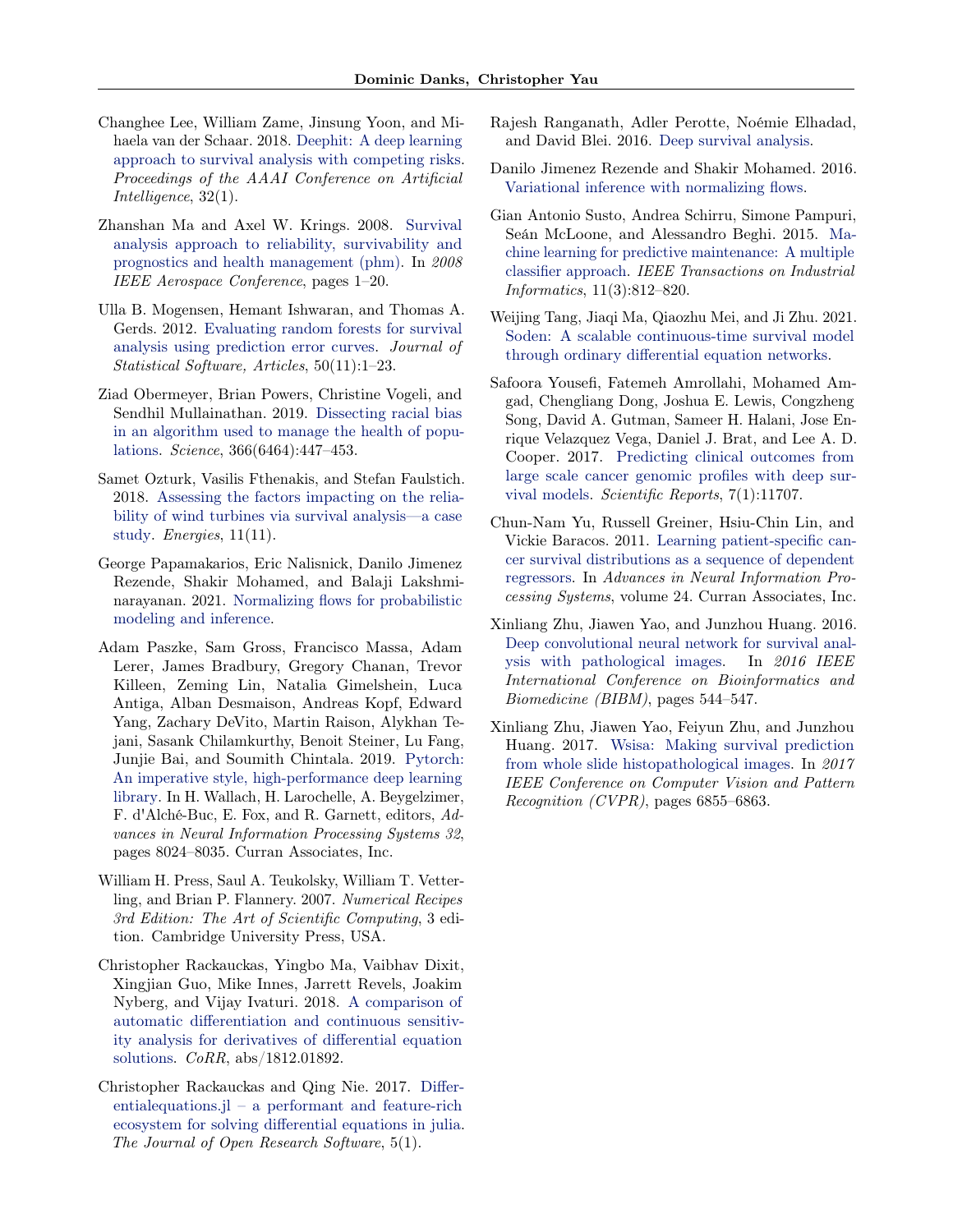Changhee Lee, William Zame, Jinsung Yoon, and Mihaela van der Schaar. 2018. Deephit: A deep learning approach to survival analysis with competing risks. *Proceedings of the AAAI Conference on Artificial Intelligence*, 32(1).

Zhanshan Ma and Axel W. Krings. 2008. Survival analysis approach to reliability, survivability and prognostics and health management (phm). In *2008 IEEE Aerospace Conference*, pages 1–20.

Ulla B. Mogensen, Hemant Ishwaran, and Thomas A. Gerds. 2012. Evaluating random forests for survival analysis using prediction error curves. *Journal of Statistical Software, Articles*, 50(11):1–23.

Ziad Obermeyer, Brian Powers, Christine Vogeli, and Sendhil Mullainathan. 2019. Dissecting racial bias in an algorithm used to manage the health of populations. *Science*, 366(6464):447–453.

Samet Ozturk, Vasilis Fthenakis, and Stefan Faulstich. 2018. Assessing the factors impacting on the reliability of wind turbines via survival analysis—a case study. *Energies*, 11(11).

George Papamakarios, Eric Nalisnick, Danilo Jimenez Rezende, Shakir Mohamed, and Balaji Lakshminarayanan. 2021. Normalizing flows for probabilistic modeling and inference.

Adam Paszke, Sam Gross, Francisco Massa, Adam Lerer, James Bradbury, Gregory Chanan, Trevor Killeen, Zeming Lin, Natalia Gimelshein, Luca Antiga, Alban Desmaison, Andreas Kopf, Edward Yang, Zachary DeVito, Martin Raison, Alykhan Tejani, Sasank Chilamkurthy, Benoit Steiner, Lu Fang, Junjie Bai, and Soumith Chintala. 2019. Pytorch: An imperative style, high-performance deep learning library. In H. Wallach, H. Larochelle, A. Beygelzimer, F. d'Alché-Buc, E. Fox, and R. Garnett, editors, *Advances in Neural Information Processing Systems 32*, pages 8024–8035. Curran Associates, Inc.

William H. Press, Saul A. Teukolsky, William T. Vetterling, and Brian P. Flannery. 2007. *Numerical Recipes 3rd Edition: The Art of Scientific Computing*, 3 edition. Cambridge University Press, USA.

Christopher Rackauckas, Yingbo Ma, Vaibhav Dixit, Xingjian Guo, Mike Innes, Jarrett Revels, Joakim Nyberg, and Vijay Ivaturi. 2018. A comparison of automatic differentiation and continuous sensitivity analysis for derivatives of differential equation solutions. *CoRR*, abs/1812.01892.

Christopher Rackauckas and Qing Nie. 2017. Differentialequations.jl – a performant and feature-rich ecosystem for solving differential equations in julia. *The Journal of Open Research Software*, 5(1).

Rajesh Ranganath, Adler Perotte, Noémie Elhadad, and David Blei. 2016. Deep survival analysis.

Danilo Jimenez Rezende and Shakir Mohamed. 2016. Variational inference with normalizing flows.

Gian Antonio Susto, Andrea Schirru, Simone Pampuri, Seán McLoone, and Alessandro Beghi. 2015. Machine learning for predictive maintenance: A multiple classifier approach. *IEEE Transactions on Industrial Informatics*, 11(3):812–820.

Weijing Tang, Jiaqi Ma, Qiaozhu Mei, and Ji Zhu. 2021. Soden: A scalable continuous-time survival model through ordinary differential equation networks.

Safoora Yousefi, Fatemeh Amrollahi, Mohamed Amgad, Chengliang Dong, Joshua E. Lewis, Congzheng Song, David A. Gutman, Sameer H. Halani, Jose Enrique Velazquez Vega, Daniel J. Brat, and Lee A. D. Cooper. 2017. Predicting clinical outcomes from large scale cancer genomic profiles with deep survival models. *Scientific Reports*, 7(1):11707.

Chun-Nam Yu, Russell Greiner, Hsiu-Chin Lin, and Vickie Baracos. 2011. Learning patient-specific cancer survival distributions as a sequence of dependent regressors. In *Advances in Neural Information Processing Systems*, volume 24. Curran Associates, Inc.

Xinliang Zhu, Jiawen Yao, and Junzhou Huang. 2016. Deep convolutional neural network for survival analysis with pathological images. In *2016 IEEE International Conference on Bioinformatics and Biomedicine (BIBM)*, pages 544–547.

Xinliang Zhu, Jiawen Yao, Feiyun Zhu, and Junzhou Huang. 2017. Wsisa: Making survival prediction from whole slide histopathological images. In *2017 IEEE Conference on Computer Vision and Pattern Recognition (CVPR)*, pages 6855–6863.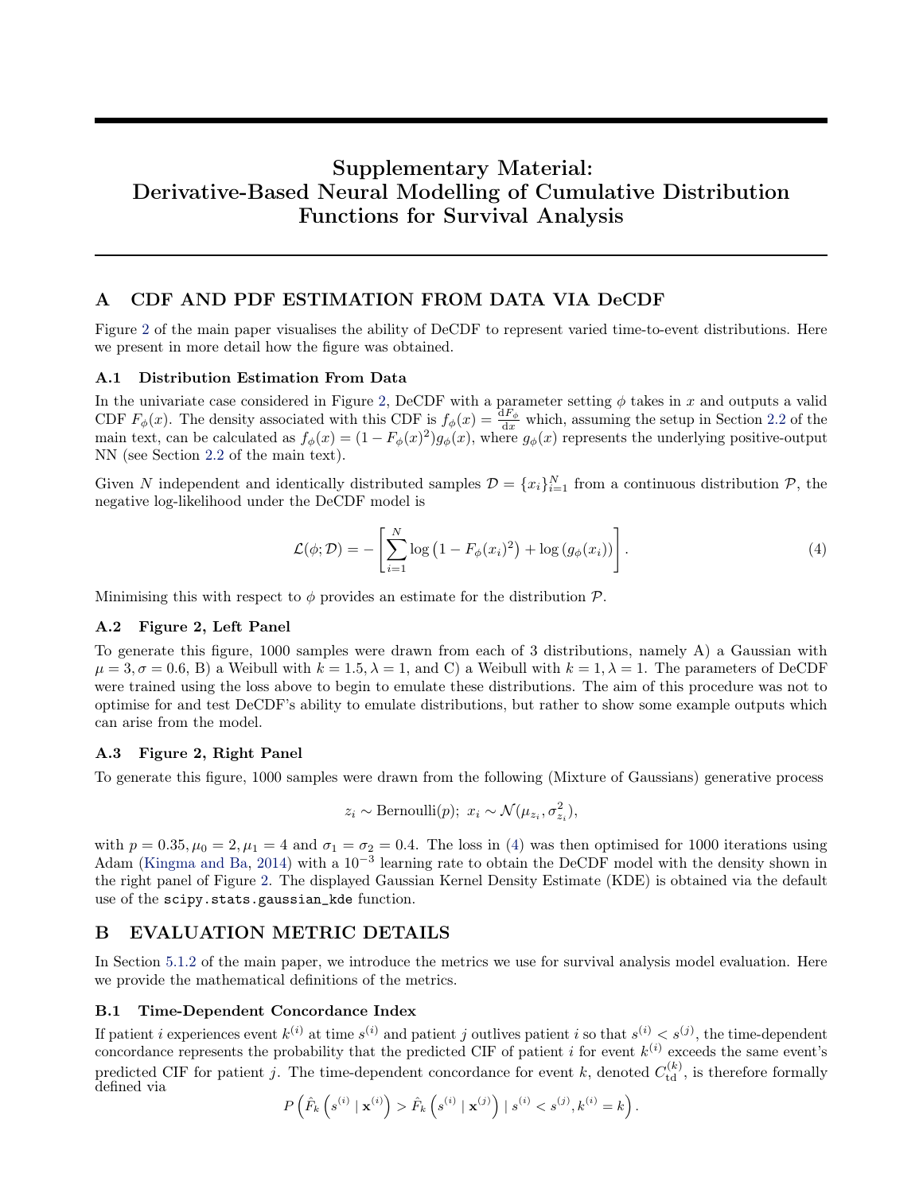# Supplementary Material: Derivative-Based Neural Modelling of Cumulative Distribution Functions for Survival Analysis

## A CDF AND PDF ESTIMATION FROM DATA VIA DeCDF

Figure 2 of the main paper visualises the ability of DeCDF to represent varied time-to-event distributions. Here we present in more detail how the figure was obtained.

### A.1 Distribution Estimation From Data

In the univariate case considered in Figure 2, DeCDF with a parameter setting $\phi$ takes in $x$ and outputs a valid CDF $F_\phi(x)$. The density associated with this CDF is $f_\phi(x) = \frac{\mathrm{d}F_\phi}{\mathrm{d}x}$ which, assuming the setup in Section 2.2 of the main text, can be calculated as $f_\phi(x) = (1 - F_\phi(x)^2)g_\phi(x)$, where $g_\phi(x)$ represents the underlying positive-output NN (see Section 2.2 of the main text).

Given $N$ independent and identically distributed samples $\mathcal{D} = \{x_i\}_{i=1}^N$ from a continuous distribution $\mathcal{P}$, the negative log-likelihood under the DeCDF model is

$$
\mathcal{L}(\phi; \mathcal{D}) = -\left[\sum_{i=1}^{N} \log\left(1 - F_\phi(x_i)^2\right) + \log\left(g_\phi(x_i)\right)\right]. \tag{4}
$$

Minimising this with respect to $\phi$ provides an estimate for the distribution $\mathcal{P}$.

### A.2 Figure 2, Left Panel

To generate this figure, 1000 samples were drawn from each of 3 distributions, namely A) a Gaussian with $\mu = 3, \sigma = 0.6$, B) a Weibull with $k = 1.5, \lambda = 1$, and C) a Weibull with $k = 1, \lambda = 1$. The parameters of DeCDF were trained using the loss above to begin to emulate these distributions. The aim of this procedure was not to optimise for and test DeCDF's ability to emulate distributions, but rather to show some example outputs which can arise from the model.

### A.3 Figure 2, Right Panel

To generate this figure, 1000 samples were drawn from the following (Mixture of Gaussians) generative process

$$
z_i \sim \text{Bernoulli}(p);\ x_i \sim \mathcal{N}(\mu_{z_i}, \sigma_{z_i}^2),
$$

with $p = 0.35, \mu_0 = 2, \mu_1 = 4$ and $\sigma_1 = \sigma_2 = 0.4$. The loss in (4) was then optimised for 1000 iterations using Adam (Kingma and Ba, 2014) with a $10^{-3}$ learning rate to obtain the DeCDF model with the density shown in the right panel of Figure 2. The displayed Gaussian Kernel Density Estimate (KDE) is obtained via the default use of the `scipy.stats.gaussian_kde` function.

## B EVALUATION METRIC DETAILS

In Section 5.1.2 of the main paper, we introduce the metrics we use for survival analysis model evaluation. Here we provide the mathematical definitions of the metrics.

### B.1 Time-Dependent Concordance Index

If patient $i$ experiences event $k^{(i)}$ at time $s^{(i)}$ and patient $j$ outlives patient $i$ so that $s^{(i)} < s^{(j)}$, the time-dependent concordance represents the probability that the predicted CIF of patient $i$ for event $k^{(i)}$ exceeds the same event's predicted CIF for patient $j$. The time-dependent concordance for event $k$, denoted $C_{\text{td}}^{(k)}$, is therefore formally defined via

$$
P\left(\hat{F}_k\left(s^{(i)} \mid \mathbf{x}^{(i)}\right) > \hat{F}_k\left(s^{(i)} \mid \mathbf{x}^{(j)}\right) \mid s^{(i)} < s^{(j)}, k^{(i)} = k\right).
$$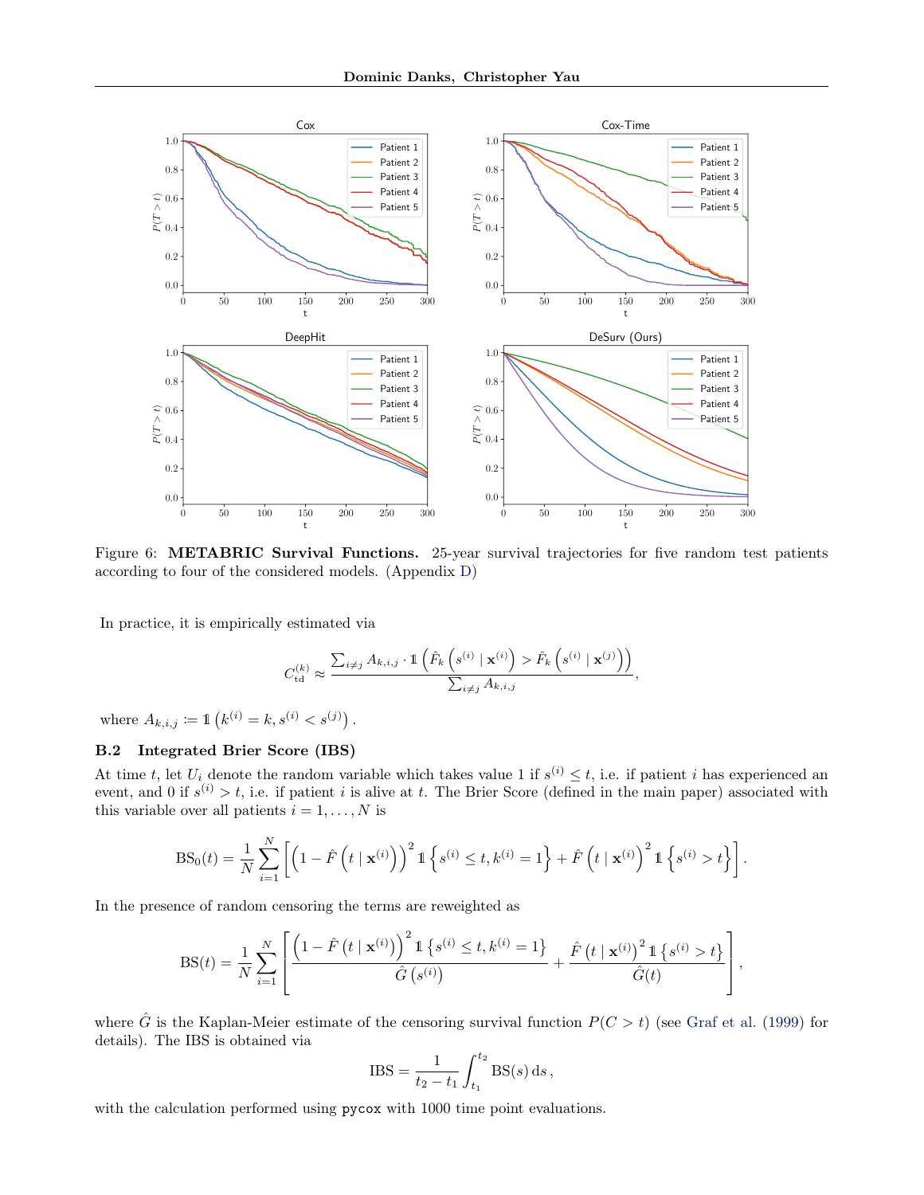Figure 6: **METABRIC Survival Functions.** 25-year survival trajectories for five random test patients according to four of the considered models. (Appendix D)

In practice, it is empirically estimated via

$$C_{\text{td}}^{(k)} \approx \frac{\sum_{i \neq j} A_{k,i,j} \cdot \mathbb{1}\left(\hat{F}_k\left(s^{(i)} \mid \mathbf{x}^{(i)}\right) > \hat{F}_k\left(s^{(i)} \mid \mathbf{x}^{(j)}\right)\right)}{\sum_{i \neq j} A_{k,i,j}},$$

where $A_{k,i,j} := \mathbb{1}\left(k^{(i)} = k, s^{(i)} < s^{(j)}\right)$.

### B.2 Integrated Brier Score (IBS)

At time $t$, let $U_i$ denote the random variable which takes value 1 if $s^{(i)} \leq t$, i.e. if patient $i$ has experienced an event, and 0 if $s^{(i)} > t$, i.e. if patient $i$ is alive at $t$. The Brier Score (defined in the main paper) associated with this variable over all patients $i = 1, \ldots, N$ is

$$\text{BS}_0(t) = \frac{1}{N} \sum_{i=1}^{N} \left[ \left(1 - \hat{F}\left(t \mid \mathbf{x}^{(i)}\right)\right)^2 \mathbb{1}\left\{s^{(i)} \leq t, k^{(i)} = 1\right\} + \hat{F}\left(t \mid \mathbf{x}^{(i)}\right)^2 \mathbb{1}\left\{s^{(i)} > t\right\} \right].$$

In the presence of random censoring the terms are reweighted as

$$\text{BS}(t) = \frac{1}{N} \sum_{i=1}^{N} \left[ \frac{\left(1 - \hat{F}\left(t \mid \mathbf{x}^{(i)}\right)\right)^2 \mathbb{1}\left\{s^{(i)} \leq t, k^{(i)} = 1\right\}}{\hat{G}\left(s^{(i)}\right)} + \frac{\hat{F}\left(t \mid \mathbf{x}^{(i)}\right)^2 \mathbb{1}\left\{s^{(i)} > t\right\}}{\hat{G}(t)} \right],$$

where $\hat{G}$ is the Kaplan-Meier estimate of the censoring survival function $P(C > t)$ (see Graf et al. (1999) for details). The IBS is obtained via

$$\text{IBS} = \frac{1}{t_2 - t_1} \int_{t_1}^{t_2} \text{BS}(s) \, \mathrm{d}s,$$

with the calculation performed using `pycox` with 1000 time point evaluations.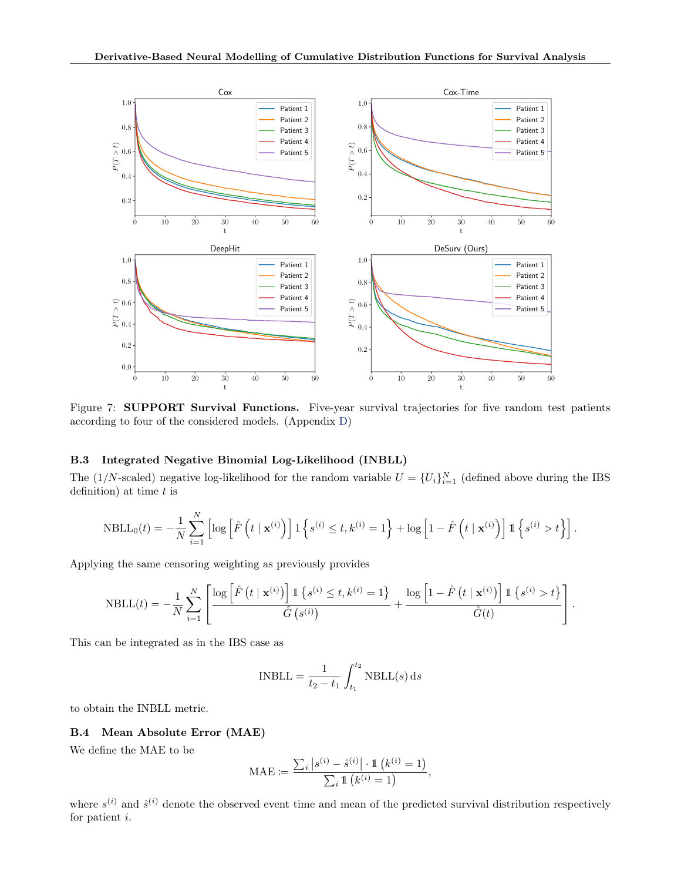Figure 7: **SUPPORT Survival Functions.** Five-year survival trajectories for five random test patients according to four of the considered models. (Appendix D)

### B.3 Integrated Negative Binomial Log-Likelihood (INBLL)

The ($1/N$-scaled) negative log-likelihood for the random variable $U = \{U_i\}_{i=1}^N$ (defined above during the IBS definition) at time $t$ is

$$\text{NBLL}_0(t) = -\frac{1}{N}\sum_{i=1}^{N}\left[\log\left[\hat{F}\left(t \mid \mathbf{x}^{(i)}\right)\right] \mathbb{1}\left\{s^{(i)} \leq t, k^{(i)} = 1\right\} + \log\left[1 - \hat{F}\left(t \mid \mathbf{x}^{(i)}\right)\right] \mathbb{1}\left\{s^{(i)} > t\right\}\right].$$

Applying the same censoring weighting as previously provides

$$\text{NBLL}(t) = -\frac{1}{N}\sum_{i=1}^{N}\left[\frac{\log\left[\hat{F}\left(t \mid \mathbf{x}^{(i)}\right)\right] \mathbb{1}\left\{s^{(i)} \leq t, k^{(i)} = 1\right\}}{\hat{G}\left(s^{(i)}\right)} + \frac{\log\left[1 - \hat{F}\left(t \mid \mathbf{x}^{(i)}\right)\right] \mathbb{1}\left\{s^{(i)} > t\right\}}{\hat{G}(t)}\right].$$

This can be integrated as in the IBS case as

$$\text{INBLL} = \frac{1}{t_2 - t_1}\int_{t_1}^{t_2} \text{NBLL}(s)\, \mathrm{d}s$$

to obtain the INBLL metric.

### B.4 Mean Absolute Error (MAE)

We define the MAE to be

$$\text{MAE} := \frac{\sum_i \left|s^{(i)} - \hat{s}^{(i)}\right| \cdot \mathbb{1}\left(k^{(i)} = 1\right)}{\sum_i \mathbb{1}\left(k^{(i)} = 1\right)},$$

where $s^{(i)}$ and $\hat{s}^{(i)}$ denote the observed event time and mean of the predicted survival distribution respectively for patient $i$.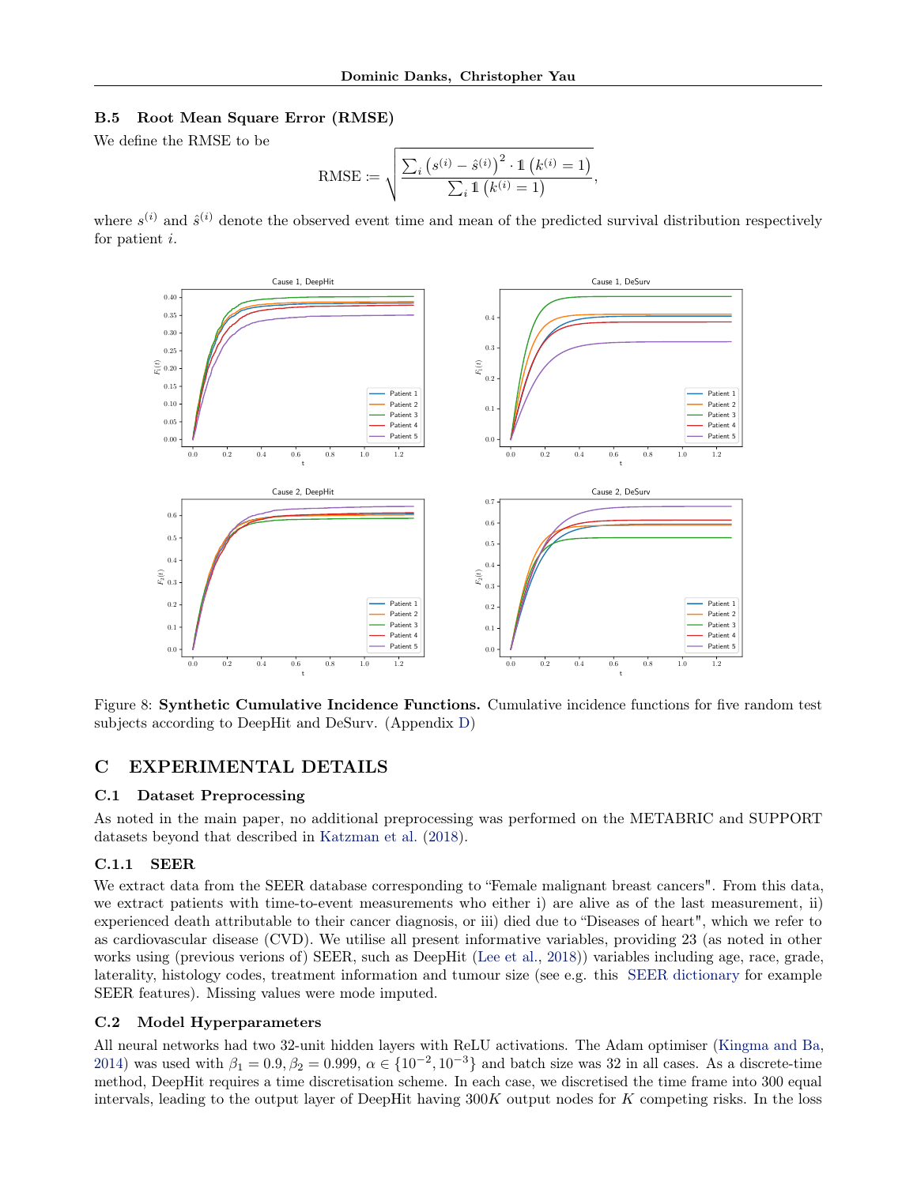### B.5 Root Mean Square Error (RMSE)

We define the RMSE to be

$$\text{RMSE} := \sqrt{\frac{\sum_i \left(s^{(i)} - \hat{s}^{(i)}\right)^2 \cdot \mathbb{1}\left(k^{(i)} = 1\right)}{\sum_i \mathbb{1}\left(k^{(i)} = 1\right)}},$$

where $s^{(i)}$ and $\hat{s}^{(i)}$ denote the observed event time and mean of the predicted survival distribution respectively for patient $i$.

Figure 8: **Synthetic Cumulative Incidence Functions.** Cumulative incidence functions for five random test subjects according to DeepHit and DeSurv. (Appendix D)

## C EXPERIMENTAL DETAILS

### C.1 Dataset Preprocessing

As noted in the main paper, no additional preprocessing was performed on the METABRIC and SUPPORT datasets beyond that described in Katzman et al. (2018).

#### C.1.1 SEER

We extract data from the SEER database corresponding to "Female malignant breast cancers". From this data, we extract patients with time-to-event measurements who either i) are alive as of the last measurement, ii) experienced death attributable to their cancer diagnosis, or iii) died due to "Diseases of heart", which we refer to as cardiovascular disease (CVD). We utilise all present informative variables, providing 23 (as noted in other works using (previous verions of) SEER, such as DeepHit (Lee et al., 2018)) variables including age, race, grade, laterality, histology codes, treatment information and tumour size (see e.g. this SEER dictionary for example SEER features). Missing values were mode imputed.

### C.2 Model Hyperparameters

All neural networks had two 32-unit hidden layers with ReLU activations. The Adam optimiser (Kingma and Ba, 2014) was used with $\beta_1 = 0.9, \beta_2 = 0.999$, $\alpha \in \{10^{-2}, 10^{-3}\}$ and batch size was 32 in all cases. As a discrete-time method, DeepHit requires a time discretisation scheme. In each case, we discretised the time frame into 300 equal intervals, leading to the output layer of DeepHit having $300K$ output nodes for $K$ competing risks. In the loss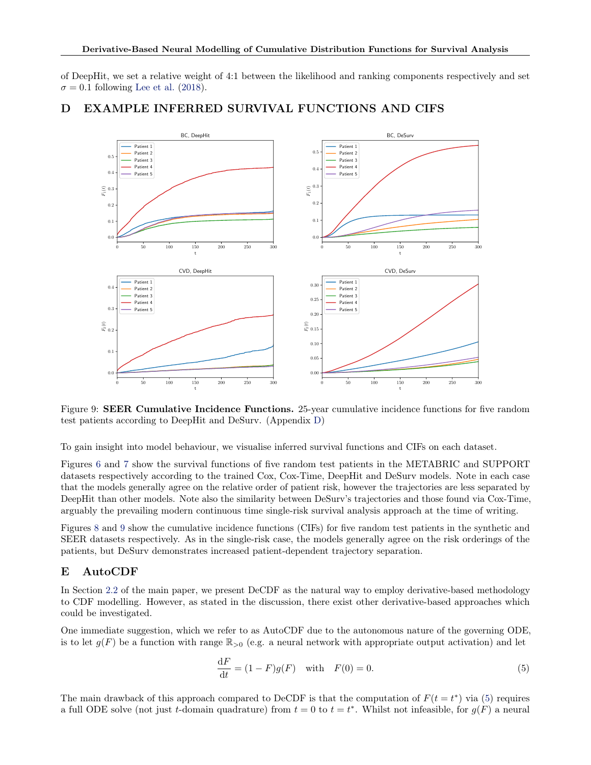of DeepHit, we set a relative weight of 4:1 between the likelihood and ranking components respectively and set $\sigma = 0.1$ following Lee et al. (2018).

# D EXAMPLE INFERRED SURVIVAL FUNCTIONS AND CIFS

Figure 9: **SEER Cumulative Incidence Functions.** 25-year cumulative incidence functions for five random test patients according to DeepHit and DeSurv. (Appendix D)

To gain insight into model behaviour, we visualise inferred survival functions and CIFs on each dataset.

Figures 6 and 7 show the survival functions of five random test patients in the METABRIC and SUPPORT datasets respectively according to the trained Cox, Cox-Time, DeepHit and DeSurv models. Note in each case that the models generally agree on the relative order of patient risk, however the trajectories are less separated by DeepHit than other models. Note also the similarity between DeSurv's trajectories and those found via Cox-Time, arguably the prevailing modern continuous time single-risk survival analysis approach at the time of writing.

Figures 8 and 9 show the cumulative incidence functions (CIFs) for five random test patients in the synthetic and SEER datasets respectively. As in the single-risk case, the models generally agree on the risk orderings of the patients, but DeSurv demonstrates increased patient-dependent trajectory separation.

# E AutoCDF

In Section 2.2 of the main paper, we present DeCDF as the natural way to employ derivative-based methodology to CDF modelling. However, as stated in the discussion, there exist other derivative-based approaches which could be investigated.

One immediate suggestion, which we refer to as AutoCDF due to the autonomous nature of the governing ODE, is to let $g(F)$ be a function with range $\mathbb{R}_{>0}$ (e.g. a neural network with appropriate output activation) and let

$$\frac{\mathrm{d}F}{\mathrm{d}t} = (1 - F)g(F) \quad \text{with} \quad F(0) = 0. \tag{5}$$

The main drawback of this approach compared to DeCDF is that the computation of $F(t = t^*)$ via (5) requires a full ODE solve (not just $t$-domain quadrature) from $t = 0$ to $t = t^*$. Whilst not infeasible, for $g(F)$ a neural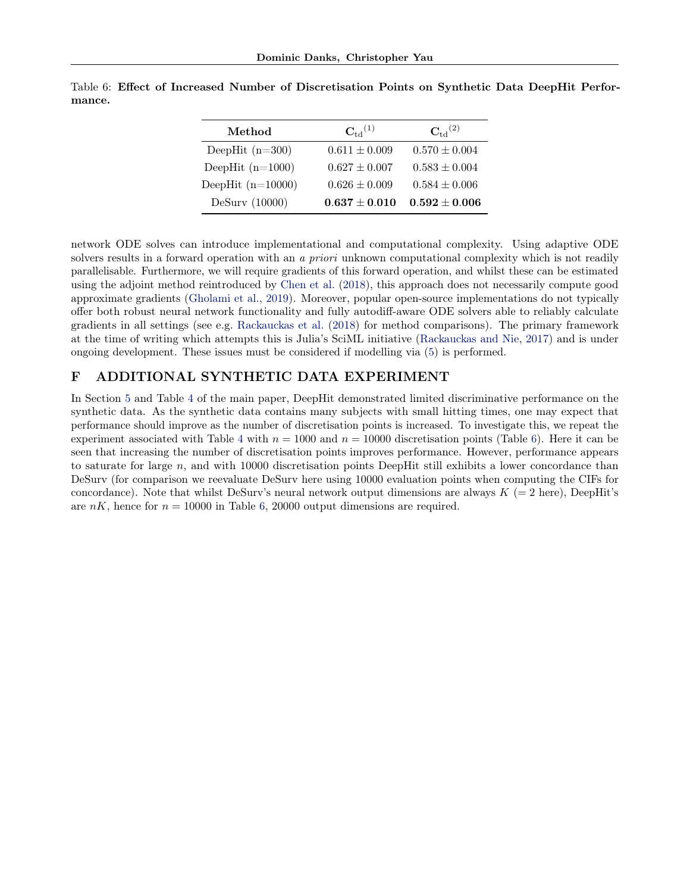Table 6: **Effect of Increased Number of Discretisation Points on Synthetic Data DeepHit Performance.**

| Method | ${\mathbf{C}_{\text{td}}}^{(1)}$ | ${\mathbf{C}_{\text{td}}}^{(2)}$ |
|---|---|---|
| DeepHit (n=300) | $0.611 \pm 0.009$ | $0.570 \pm 0.004$ |
| DeepHit (n=1000) | $0.627 \pm 0.007$ | $0.583 \pm 0.004$ |
| DeepHit (n=10000) | $0.626 \pm 0.009$ | $0.584 \pm 0.006$ |
| DeSurv (10000) | $\mathbf{0.637 \pm 0.010}$ | $\mathbf{0.592 \pm 0.006}$ |

network ODE solves can introduce implementational and computational complexity. Using adaptive ODE solvers results in a forward operation with an *a priori* unknown computational complexity which is not readily parallelisable. Furthermore, we will require gradients of this forward operation, and whilst these can be estimated using the adjoint method reintroduced by Chen et al. (2018), this approach does not necessarily compute good approximate gradients (Gholami et al., 2019). Moreover, popular open-source implementations do not typically offer both robust neural network functionality and fully autodiff-aware ODE solvers able to reliably calculate gradients in all settings (see e.g. Rackauckas et al. (2018) for method comparisons). The primary framework at the time of writing which attempts this is Julia's SciML initiative (Rackauckas and Nie, 2017) and is under ongoing development. These issues must be considered if modelling via (5) is performed.

## F ADDITIONAL SYNTHETIC DATA EXPERIMENT

In Section 5 and Table 4 of the main paper, DeepHit demonstrated limited discriminative performance on the synthetic data. As the synthetic data contains many subjects with small hitting times, one may expect that performance should improve as the number of discretisation points is increased. To investigate this, we repeat the experiment associated with Table 4 with $n = 1000$ and $n = 10000$ discretisation points (Table 6). Here it can be seen that increasing the number of discretisation points improves performance. However, performance appears to saturate for large $n$, and with 10000 discretisation points DeepHit still exhibits a lower concordance than DeSurv (for comparison we reevaluate DeSurv here using 10000 evaluation points when computing the CIFs for concordance). Note that whilst DeSurv's neural network output dimensions are always $K$ $(= 2$ here), DeepHit's are $nK$, hence for $n = 10000$ in Table 6, 20000 output dimensions are required.